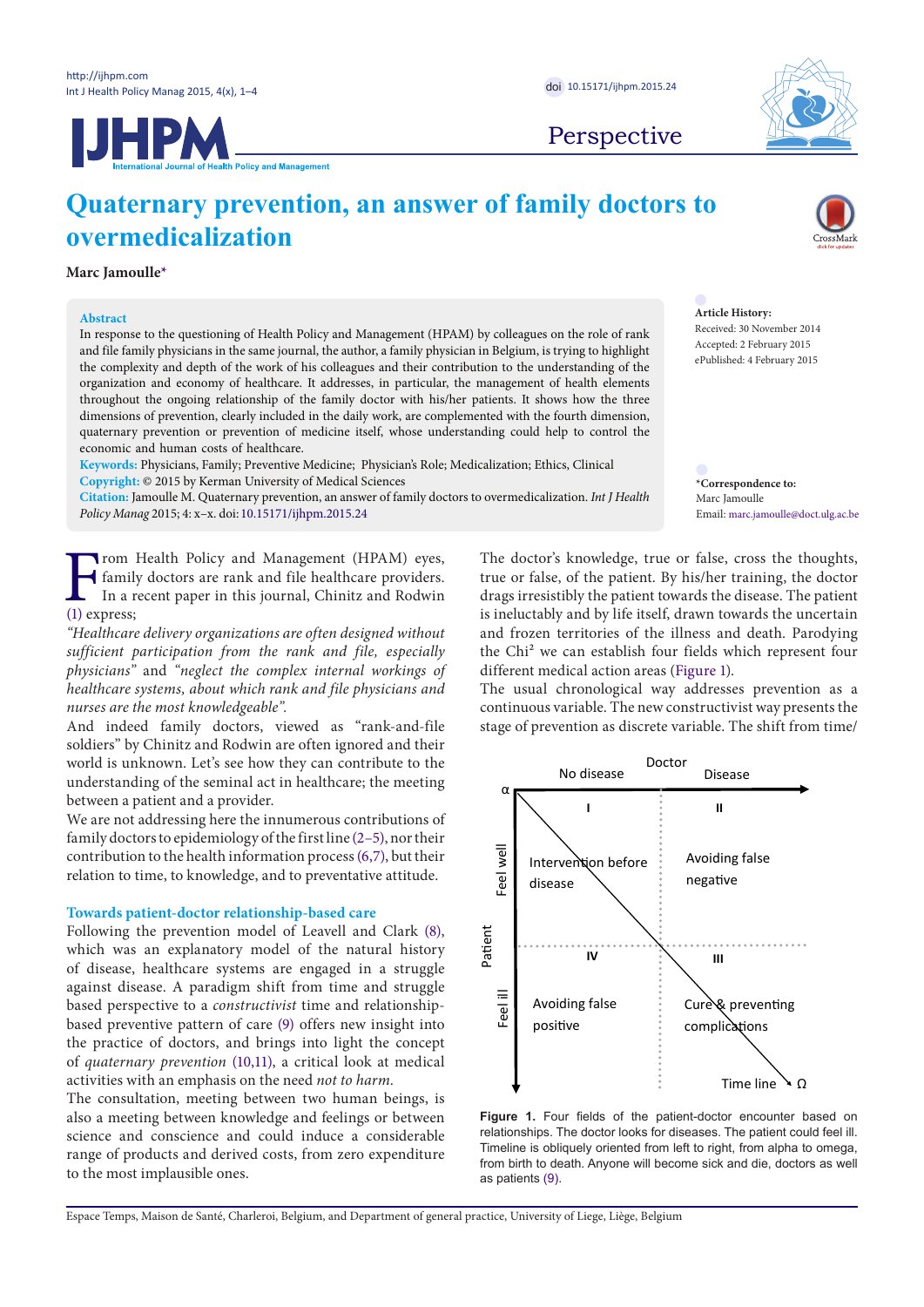# Quaternary prevention, an answer of family doctors to overmedicalization

**Marc Jamoulle***

**Abstract**

In response to the questioning of Health Policy and Management (HPAM) by colleagues on the role of rank and file family physicians in the same journal, the author, a family physician in Belgium, is trying to highlight the complexity and depth of the work of his colleagues and their contribution to the understanding of the organization and economy of healthcare. It addresses, in particular, the management of health elements throughout the ongoing relationship of the family doctor with his/her patients. It shows how the three dimensions of prevention, clearly included in the daily work, are complemented with the fourth dimension, quaternary prevention or prevention of medicine itself, whose understanding could help to control the economic and human costs of healthcare.

**Keywords:** Physicians, Family; Preventive Medicine; Physician's Role; Medicalization; Ethics, Clinical

**Copyright:** © 2015 by Kerman University of Medical Sciences

**Citation:** Jamoulle M. Quaternary prevention, an answer of family doctors to overmedicalization. *Int J Health Policy Manag* 2015; 4: x–x. doi: 10.15171/ijhpm.2015.24

**Article History:**
Received: 30 November 2014
Accepted: 2 February 2015
ePublished: 4 February 2015

***Correspondence to:**
Marc Jamoulle
Email: marc.jamoulle@doct.ulg.ac.be

From Health Policy and Management (HPAM) eyes, family doctors are rank and file healthcare providers. In a recent paper in this journal, Chinitz and Rodwin (1) express;

*"Healthcare delivery organizations are often designed without sufficient participation from the rank and file, especially physicians"* and *"neglect the complex internal workings of healthcare systems, about which rank and file physicians and nurses are the most knowledgeable".*

And indeed family doctors, viewed as "rank-and-file soldiers" by Chinitz and Rodwin are often ignored and their world is unknown. Let's see how they can contribute to the understanding of the seminal act in healthcare; the meeting between a patient and a provider.

We are not addressing here the innumerous contributions of family doctors to epidemiology of the first line (2–5), nor their contribution to the health information process (6,7), but their relation to time, to knowledge, and to preventative attitude.

## Towards patient-doctor relationship-based care

Following the prevention model of Leavell and Clark (8), which was an explanatory model of the natural history of disease, healthcare systems are engaged in a struggle against disease. A paradigm shift from time and struggle based perspective to a *constructivist* time and relationship-based preventive pattern of care (9) offers new insight into the practice of doctors, and brings into light the concept of *quaternary prevention* (10,11), a critical look at medical activities with an emphasis on the need *not to harm*.

The consultation, meeting between two human beings, is also a meeting between knowledge and feelings or between science and conscience and could induce a considerable range of products and derived costs, from zero expenditure to the most implausible ones.

The doctor's knowledge, true or false, cross the thoughts, true or false, of the patient. By his/her training, the doctor drags irresistibly the patient towards the disease. The patient is ineluctably and by life itself, drawn towards the uncertain and frozen territories of the illness and death. Parodying the Chi² we can establish four fields which represent four different medical action areas (Figure 1).

The usual chronological way addresses prevention as a continuous variable. The new constructivist way presents the stage of prevention as discrete variable. The shift from time/

| | No disease (Doctor) | Disease (Doctor) |
|---|---|---|
| **Patient: Feel well** | I – Intervention before disease | II – Avoiding false negative |
| **Patient: Feel ill** | IV – Avoiding false positive | III – Cure & preventing complications |

**Figure 1.** Four fields of the patient-doctor encounter based on relationships. The doctor looks for diseases. The patient could feel ill. Timeline is obliquely oriented from left to right, from alpha to omega, from birth to death. Anyone will become sick and die, doctors as well as patients (9).

Espace Temps, Maison de Santé, Charleroi, Belgium, and Department of general practice, University of Liege, Liège, Belgium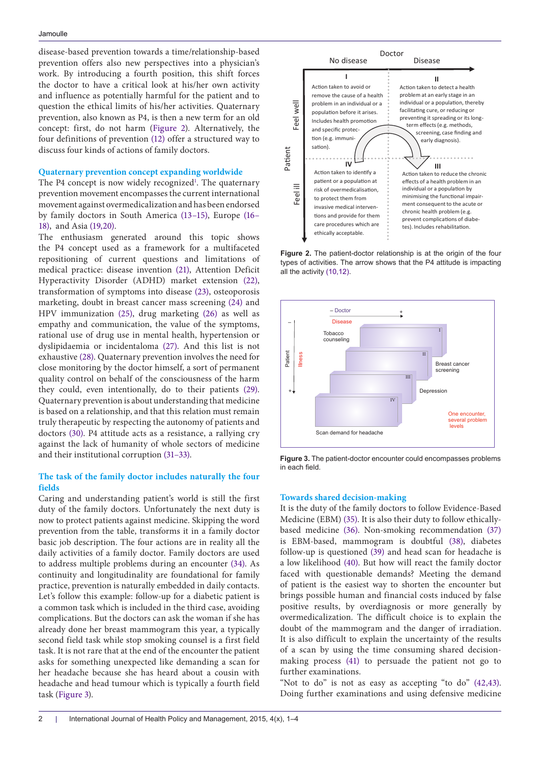disease-based prevention towards a time/relationship-based prevention offers also new perspectives into a physician's work. By introducing a fourth position, this shift forces the doctor to have a critical look at his/her own activity and influence as potentially harmful for the patient and to question the ethical limits of his/her activities. Quaternary prevention, also known as P4, is then a new term for an old concept: first, do not harm (Figure 2). Alternatively, the four definitions of prevention (12) offer a structured way to discuss four kinds of actions of family doctors.

## Quaternary prevention concept expanding worldwide

The P4 concept is now widely recognized[1]. The quaternary prevention movement encompasses the current international movement against overmedicalization and has been endorsed by family doctors in South America (13–15), Europe (16–18), and Asia (19,20).

The enthusiasm generated around this topic shows the P4 concept used as a framework for a multifaceted repositioning of current questions and limitations of medical practice: disease invention (21), Attention Deficit Hyperactivity Disorder (ADHD) market extension (22), transformation of symptoms into disease (23), osteoporosis marketing, doubt in breast cancer mass screening (24) and HPV immunization (25), drug marketing (26) as well as empathy and communication, the value of the symptoms, rational use of drug use in mental health, hypertension or dyslipidaemia or incidentaloma (27). And this list is not exhaustive (28). Quaternary prevention involves the need for close monitoring by the doctor himself, a sort of permanent quality control on behalf of the consciousness of the harm they could, even intentionally, do to their patients (29). Quaternary prevention is about understanding that medicine is based on a relationship, and that this relation must remain truly therapeutic by respecting the autonomy of patients and doctors (30). P4 attitude acts as a resistance, a rallying cry against the lack of humanity of whole sectors of medicine and their institutional corruption (31–33).

## The task of the family doctor includes naturally the four fields

Caring and understanding patient's world is still the first duty of the family doctors. Unfortunately the next duty is now to protect patients against medicine. Skipping the word prevention from the table, transforms it in a family doctor basic job description. The four actions are in reality all the daily activities of a family doctor. Family doctors are used to address multiple problems during an encounter (34). As continuity and longitudinality are foundational for family practice, prevention is naturally embedded in daily contacts. Let's follow this example: follow-up for a diabetic patient is a common task which is included in the third case, avoiding complications. But the doctors can ask the woman if she has already done her breast mammogram this year, a typically second field task while stop smoking counsel is a first field task. It is not rare that at the end of the encounter the patient asks for something unexpected like demanding a scan for her headache because she has heard about a cousin with headache and head tumour which is typically a fourth field task (Figure 3).

|  |  | Doctor: No disease | Doctor: Disease |
|---|---|---|---|
| Patient | Feel well | **I** Action taken to avoid or remove the cause of a health problem in an individual or a population before it arises. Includes health promotion and specific protection (e.g. immunisation). | **II** Action taken to detect a health problem at an early stage in an individual or a population, thereby facilitating cure, or reducing or preventing it spreading or its long-term effects (e.g. methods, screening, case finding and early diagnosis). |
| | Feel ill | **IV** Action taken to identify a patient or a population at risk of overmedicalisation, to protect them from invasive medical interventions and provide for them care procedures which are ethically acceptable. | **III** Action taken to reduce the chronic effects of a health problem in an individual or a population by minimising the functional impairment consequent to the acute or chronic health problem (e.g. prevent complications of diabetes). Includes rehabilitation. |

**Figure 2.** The patient-doctor relationship is at the origin of the four types of activities. The arrow shows that the P4 attitude is impacting all the activity (10,12).

**Figure 3.** The patient-doctor encounter could encompasses problems in each field.

## Towards shared decision-making

It is the duty of the family doctors to follow Evidence-Based Medicine (EBM) (35). It is also their duty to follow ethically-based medicine (36). Non-smoking recommendation (37) is EBM-based, mammogram is doubtful (38), diabetes follow-up is questioned (39) and head scan for headache is a low likelihood (40). But how will react the family doctor faced with questionable demands? Meeting the demand of patient is the easiest way to shorten the encounter but brings possible human and financial costs induced by false positive results, by overdiagnosis or more generally by overmedicalization. The difficult choice is to explain the doubt of the mammogram and the danger of irradiation. It is also difficult to explain the uncertainty of the results of a scan by using the time consuming shared decision-making process (41) to persuade the patient not go to further examinations.

"Not to do" is not as easy as accepting "to do" (42,43). Doing further examinations and using defensive medicine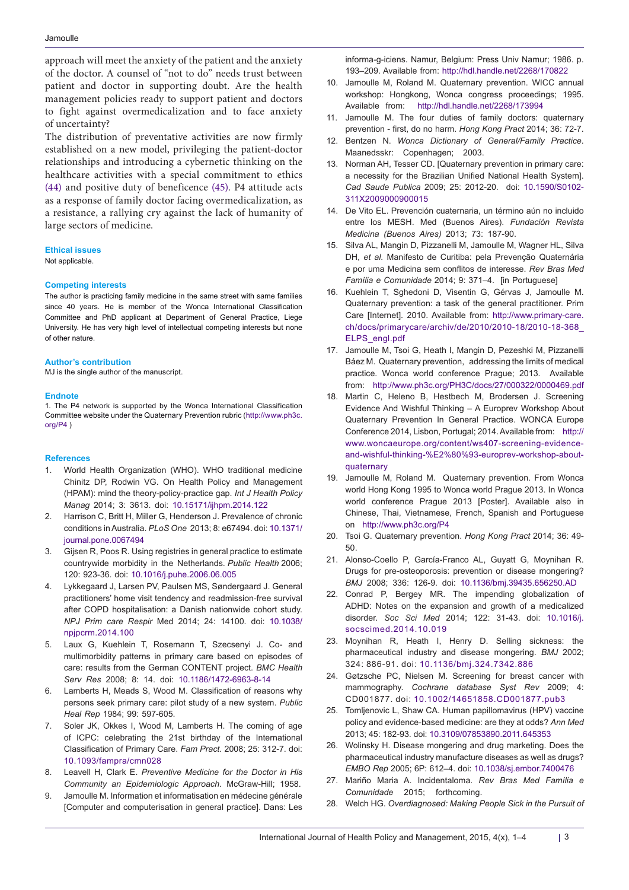approach will meet the anxiety of the patient and the anxiety of the doctor. A counsel of "not to do" needs trust between patient and doctor in supporting doubt. Are the health management policies ready to support patient and doctors to fight against overmedicalization and to face anxiety of uncertainty?

The distribution of preventative activities are now firmly established on a new model, privileging the patient-doctor relationships and introducing a cybernetic thinking on the healthcare activities with a special commitment to ethics (44) and positive duty of beneficence (45). P4 attitude acts as a response of family doctor facing overmedicalization, as a resistance, a rallying cry against the lack of humanity of large sectors of medicine.

### Ethical issues

Not applicable.

### Competing interests

The author is practicing family medicine in the same street with same families since 40 years. He is member of the Wonca International Classification Committee and PhD applicant at Department of General Practice, Liege University. He has very high level of intellectual competing interests but none of other nature.

### Author's contribution

MJ is the single author of the manuscript.

### Endnote

1. The P4 network is supported by the Wonca International Classification Committee website under the Quaternary Prevention rubric (http://www.ph3c.org/P4 )

### References

1. World Health Organization (WHO). WHO traditional medicine Chinitz DP, Rodwin VG. On Health Policy and Management (HPAM): mind the theory-policy-practice gap. *Int J Health Policy Manag* 2014; 3: 3613. doi: 10.15171/ijhpm.2014.122
2. Harrison C, Britt H, Miller G, Henderson J. Prevalence of chronic conditions in Australia. *PLoS One* 2013; 8: e67494. doi: 10.1371/journal.pone.0067494
3. Gijsen R, Poos R. Using registries in general practice to estimate countrywide morbidity in the Netherlands. *Public Health* 2006; 120: 923-36. doi: 10.1016/j.puhe.2006.06.005
4. Lykkegaard J, Larsen PV, Paulsen MS, Søndergaard J. General practitioners' home visit tendency and readmission-free survival after COPD hospitalisation: a Danish nationwide cohort study. *NPJ Prim care Respir* Med 2014; 24: 14100. doi: 10.1038/npjpcrm.2014.100
5. Laux G, Kuehlein T, Rosemann T, Szecsenyi J. Co- and multimorbidity patterns in primary care based on episodes of care: results from the German CONTENT project. *BMC Health Serv Res* 2008; 8: 14. doi: 10.1186/1472-6963-8-14
6. Lamberts H, Meads S, Wood M. Classification of reasons why persons seek primary care: pilot study of a new system. *Public Heal Rep* 1984; 99: 597-605.
7. Soler JK, Okkes I, Wood M, Lamberts H. The coming of age of ICPC: celebrating the 21st birthday of the International Classification of Primary Care. *Fam Pract.* 2008; 25: 312-7. doi: 10.1093/fampra/cmn028
8. Leavell H, Clark E. *Preventive Medicine for the Doctor in His Community an Epidemiologic Approach*. McGraw-Hill; 1958.
9. Jamoulle M. Information et informatisation en médecine générale [Computer and computerisation in general practice]. Dans: Les informa-g-iciens. Namur, Belgium: Press Univ Namur; 1986. p. 193–209. Available from: http://hdl.handle.net/2268/170822
10. Jamoulle M, Roland M. Quaternary prevention. WICC annual workshop: Hongkong, Wonca congress proceedings; 1995. Available from: http://hdl.handle.net/2268/173994
11. Jamoulle M. The four duties of family doctors: quaternary prevention - first, do no harm. *Hong Kong Pract* 2014; 36: 72-7.
12. Bentzen N. *Wonca Dictionary of General/Family Practice*. Maanedsskr: Copenhagen; 2003.
13. Norman AH, Tesser CD. [Quaternary prevention in primary care: a necessity for the Brazilian Unified National Health System]. *Cad Saude Publica* 2009; 25: 2012-20. doi: 10.1590/S0102-311X2009000900015
14. De Vito EL. Prevención cuaternaria, un término aún no incluido entre los MESH. Med (Buenos Aires). *Fundación Revista Medicina (Buenos Aires)* 2013; 73: 187-90.
15. Silva AL, Mangin D, Pizzanelli M, Jamoulle M, Wagner HL, Silva DH, *et al*. Manifesto de Curitiba: pela Prevenção Quaternária e por uma Medicina sem conflitos de interesse. *Rev Bras Med Família e Comunidade* 2014; 9: 371–4. [in Portuguese]
16. Kuehlein T, Sghedoni D, Visentin G, Gérvas J, Jamoulle M. Quaternary prevention: a task of the general practitioner. Prim Care [Internet]. 2010. Available from: http://www.primary-care.ch/docs/primarycare/archiv/de/2010/2010-18/2010-18-368_ELPS_engl.pdf
17. Jamoulle M, Tsoi G, Heath I, Mangin D, Pezeshki M, Pizzanelli Báez M. Quaternary prevention, addressing the limits of medical practice. Wonca world conference Prague; 2013. Available from: http://www.ph3c.org/PH3C/docs/27/000322/0000469.pdf
18. Martin C, Heleno B, Hestbech M, Brodersen J. Screening Evidence And Wishful Thinking – A Europrev Workshop About Quaternary Prevention In General Practice. WONCA Europe Conference 2014, Lisbon, Portugal; 2014. Available from: http://www.woncaeurope.org/content/ws407-screening-evidence-and-wishful-thinking-%E2%80%93-europrev-workshop-about-quaternary
19. Jamoulle M, Roland M. Quaternary prevention. From Wonca world Hong Kong 1995 to Wonca world Prague 2013. In Wonca world conference Prague 2013 [Poster]. Available also in Chinese, Thai, Vietnamese, French, Spanish and Portuguese on http://www.ph3c.org/P4
20. Tsoi G. Quaternary prevention. *Hong Kong Pract* 2014; 36: 49-50.
21. Alonso-Coello P, García-Franco AL, Guyatt G, Moynihan R. Drugs for pre-osteoporosis: prevention or disease mongering? *BMJ* 2008; 336: 126-9. doi: 10.1136/bmj.39435.656250.AD
22. Conrad P, Bergey MR. The impending globalization of ADHD: Notes on the expansion and growth of a medicalized disorder. *Soc Sci Med* 2014; 122: 31-43. doi: 10.1016/j.socscimed.2014.10.019
23. Moynihan R, Heath I, Henry D. Selling sickness: the pharmaceutical industry and disease mongering. *BMJ* 2002; 324: 886-91. doi: 10.1136/bmj.324.7342.886
24. Gøtzsche PC, Nielsen M. Screening for breast cancer with mammography. *Cochrane database Syst Rev* 2009; 4: CD001877. doi: 10.1002/14651858.CD001877.pub3
25. Tomljenovic L, Shaw CA. Human papillomavirus (HPV) vaccine policy and evidence-based medicine: are they at odds? *Ann Med* 2013; 45: 182-93. doi: 10.3109/07853890.2011.645353
26. Wolinsky H. Disease mongering and drug marketing. Does the pharmaceutical industry manufacture diseases as well as drugs? *EMBO Rep* 2005; 6P: 612–4. doi: 10.1038/sj.embor.7400476
27. Mariño Maria A. Incidentaloma. *Rev Bras Med Família e Comunidade* 2015; forthcoming.
28. Welch HG. *Overdiagnosed: Making People Sick in the Pursuit of*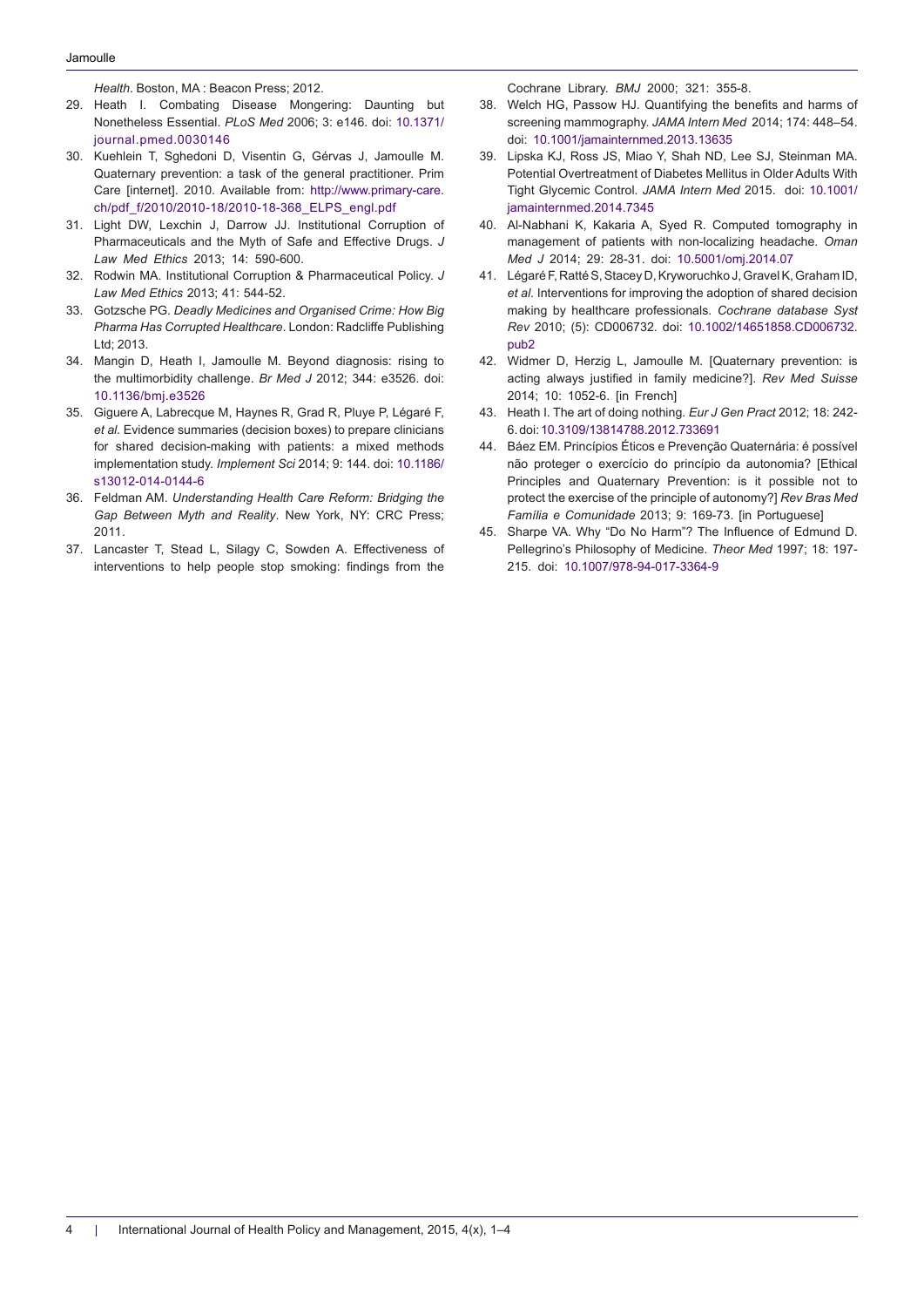*Health*. Boston, MA : Beacon Press; 2012.

29. Heath I. Combating Disease Mongering: Daunting but Nonetheless Essential. *PLoS Med* 2006; 3: e146. doi: 10.1371/journal.pmed.0030146
30. Kuehlein T, Sghedoni D, Visentin G, Gérvas J, Jamoulle M. Quaternary prevention: a task of the general practitioner. Prim Care [internet]. 2010. Available from: http://www.primary-care.ch/pdf_f/2010/2010-18/2010-18-368_ELPS_engl.pdf
31. Light DW, Lexchin J, Darrow JJ. Institutional Corruption of Pharmaceuticals and the Myth of Safe and Effective Drugs. *J Law Med Ethics* 2013; 14: 590-600.
32. Rodwin MA. Institutional Corruption & Pharmaceutical Policy. *J Law Med Ethics* 2013; 41: 544-52.
33. Gotzsche PG. *Deadly Medicines and Organised Crime: How Big Pharma Has Corrupted Healthcare*. London: Radcliffe Publishing Ltd; 2013.
34. Mangin D, Heath I, Jamoulle M. Beyond diagnosis: rising to the multimorbidity challenge. *Br Med J* 2012; 344: e3526. doi: 10.1136/bmj.e3526
35. Giguere A, Labrecque M, Haynes R, Grad R, Pluye P, Légaré F, *et al.* Evidence summaries (decision boxes) to prepare clinicians for shared decision-making with patients: a mixed methods implementation study. *Implement Sci* 2014; 9: 144. doi: 10.1186/s13012-014-0144-6
36. Feldman AM. *Understanding Health Care Reform: Bridging the Gap Between Myth and Reality*. New York, NY: CRC Press; 2011.
37. Lancaster T, Stead L, Silagy C, Sowden A. Effectiveness of interventions to help people stop smoking: findings from the Cochrane Library. *BMJ* 2000; 321: 355-8.
38. Welch HG, Passow HJ. Quantifying the benefits and harms of screening mammography. *JAMA Intern Med* 2014; 174: 448–54. doi: 10.1001/jamainternmed.2013.13635
39. Lipska KJ, Ross JS, Miao Y, Shah ND, Lee SJ, Steinman MA. Potential Overtreatment of Diabetes Mellitus in Older Adults With Tight Glycemic Control. *JAMA Intern Med* 2015. doi: 10.1001/jamainternmed.2014.7345
40. Al-Nabhani K, Kakaria A, Syed R. Computed tomography in management of patients with non-localizing headache. *Oman Med J* 2014; 29: 28-31. doi: 10.5001/omj.2014.07
41. Légaré F, Ratté S, Stacey D, Kryworuchko J, Gravel K, Graham ID, *et al.* Interventions for improving the adoption of shared decision making by healthcare professionals. *Cochrane database Syst Rev* 2010; (5): CD006732. doi: 10.1002/14651858.CD006732.pub2
42. Widmer D, Herzig L, Jamoulle M. [Quaternary prevention: is acting always justified in family medicine?]. *Rev Med Suisse* 2014; 10: 1052-6. [in French]
43. Heath I. The art of doing nothing. *Eur J Gen Pract* 2012; 18: 242-6. doi: 10.3109/13814788.2012.733691
44. Báez EM. Princípios Éticos e Prevenção Quaternária: é possível não proteger o exercício do princípio da autonomia? [Ethical Principles and Quaternary Prevention: is it possible not to protect the exercise of the principle of autonomy?] *Rev Bras Med Família e Comunidade* 2013; 9: 169-73. [in Portuguese]
45. Sharpe VA. Why "Do No Harm"? The Influence of Edmund D. Pellegrino's Philosophy of Medicine. *Theor Med* 1997; 18: 197-215. doi: 10.1007/978-94-017-3364-9